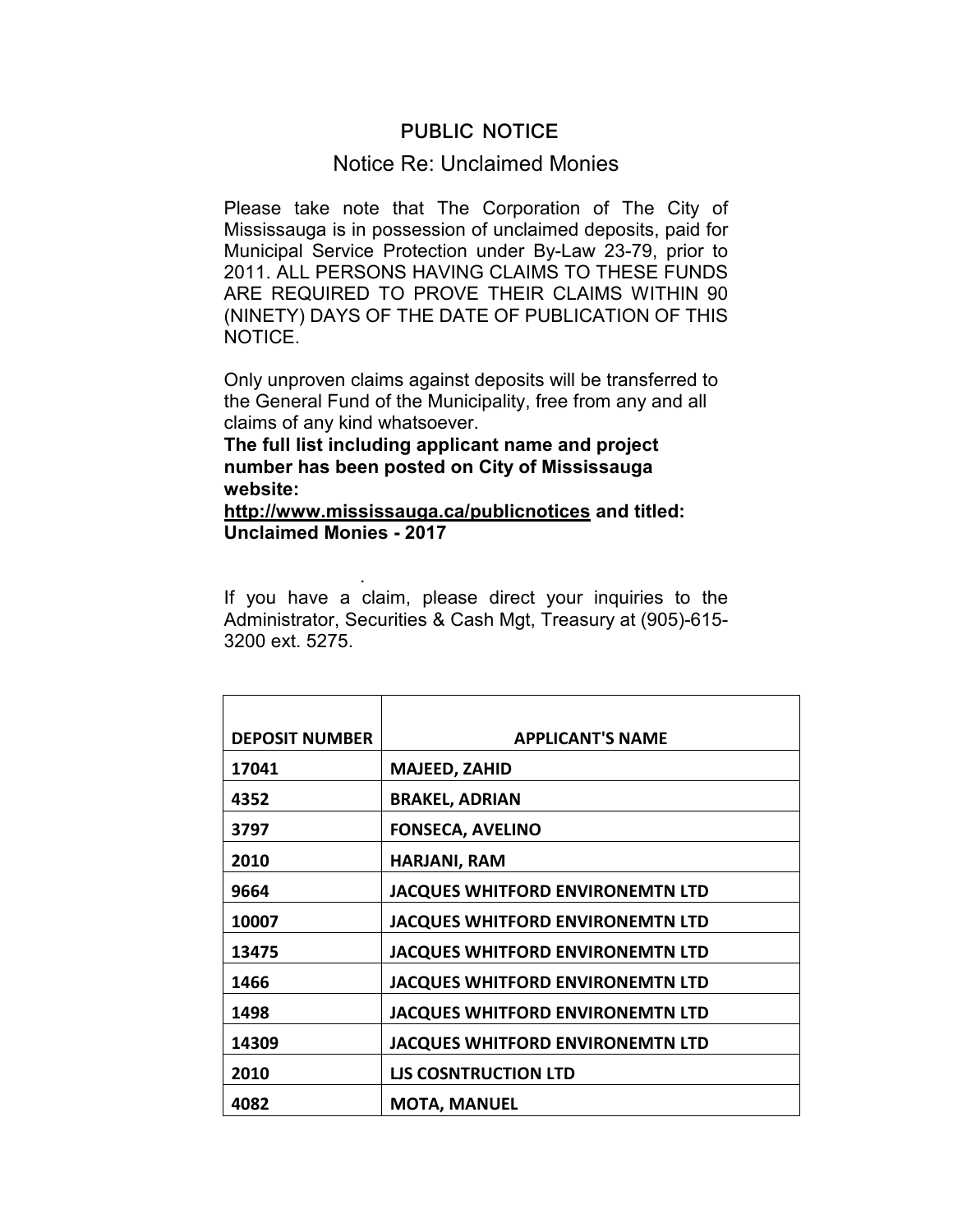# PUBLIC NOTICE

## Notice Re: Unclaimed Monies

Please take note that The Corporation of The City of Mississauga is in possession of unclaimed deposits, paid for Municipal Service Protection under By-Law 23-79, prior to 2011. ALL PERSONS HAVING CLAIMS TO THESE FUNDS ARE REQUIRED TO PROVE THEIR CLAIMS WITHIN 90 (NINETY) DAYS OF THE DATE OF PUBLICATION OF THIS NOTICE.

Only unproven claims against deposits will be transferred to the General Fund of the Municipality, free from any and all claims of any kind whatsoever.

**The full list including applicant name and project number has been posted on City of Mississauga website: http://www.mississauga.ca/publicnotices and titled: Unclaimed Monies - 2017**

.

If you have a claim, please direct your inquiries to the Administrator, Securities & Cash Mgt, Treasury at (905)-615-3200 ext. 5275.

| DEPOSIT NUMBER | APPLICANT'S NAME |
| --- | --- |
| 17041 | MAJEED, ZAHID |
| 4352 | BRAKEL, ADRIAN |
| 3797 | FONSECA, AVELINO |
| 2010 | HARJANI, RAM |
| 9664 | JACQUES WHITFORD ENVIRONEMTN LTD |
| 10007 | JACQUES WHITFORD ENVIRONEMTN LTD |
| 13475 | JACQUES WHITFORD ENVIRONEMTN LTD |
| 1466 | JACQUES WHITFORD ENVIRONEMTN LTD |
| 1498 | JACQUES WHITFORD ENVIRONEMTN LTD |
| 14309 | JACQUES WHITFORD ENVIRONEMTN LTD |
| 2010 | LJS COSNTRUCTION LTD |
| 4082 | MOTA, MANUEL |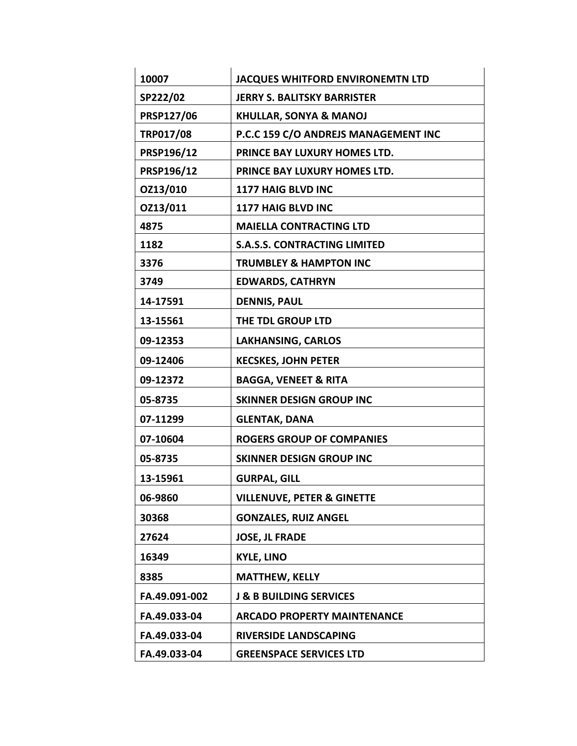| | |
|---|---|
| 10007 | JACQUES WHITFORD ENVIRONEMTN LTD |
| SP222/02 | JERRY S. BALITSKY BARRISTER |
| PRSP127/06 | KHULLAR, SONYA & MANOJ |
| TRP017/08 | P.C.C 159 C/O ANDREJS MANAGEMENT INC |
| PRSP196/12 | PRINCE BAY LUXURY HOMES LTD. |
| PRSP196/12 | PRINCE BAY LUXURY HOMES LTD. |
| OZ13/010 | 1177 HAIG BLVD INC |
| OZ13/011 | 1177 HAIG BLVD INC |
| 4875 | MAIELLA CONTRACTING LTD |
| 1182 | S.A.S.S. CONTRACTING LIMITED |
| 3376 | TRUMBLEY & HAMPTON INC |
| 3749 | EDWARDS, CATHRYN |
| 14-17591 | DENNIS, PAUL |
| 13-15561 | THE TDL GROUP LTD |
| 09-12353 | LAKHANSING, CARLOS |
| 09-12406 | KECSKES, JOHN PETER |
| 09-12372 | BAGGA, VENEET & RITA |
| 05-8735 | SKINNER DESIGN GROUP INC |
| 07-11299 | GLENTAK, DANA |
| 07-10604 | ROGERS GROUP OF COMPANIES |
| 05-8735 | SKINNER DESIGN GROUP INC |
| 13-15961 | GURPAL, GILL |
| 06-9860 | VILLENUVE, PETER & GINETTE |
| 30368 | GONZALES, RUIZ ANGEL |
| 27624 | JOSE, JL FRADE |
| 16349 | KYLE, LINO |
| 8385 | MATTHEW, KELLY |
| FA.49.091-002 | J & B BUILDING SERVICES |
| FA.49.033-04 | ARCADO PROPERTY MAINTENANCE |
| FA.49.033-04 | RIVERSIDE LANDSCAPING |
| FA.49.033-04 | GREENSPACE SERVICES LTD |